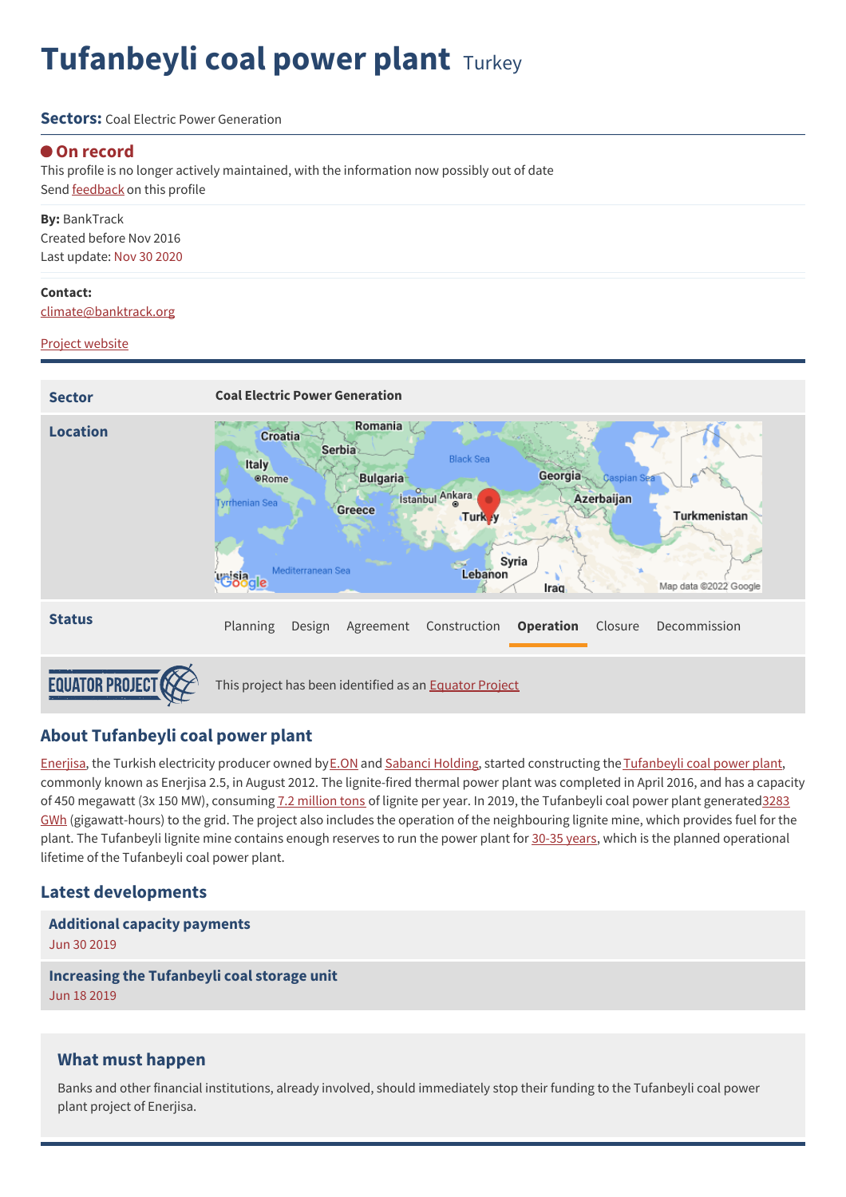# Tufanbeyli coal power plant Turkey

**Sectors:** Coal Electric Power Generation

**On record**

This profile is no longer actively maintained, with the information now possibly out of date

Send feedback on this profile

**By:** BankTrack

Created before Nov 2016

Last update: Nov 30 2020

**Contact:**

climate@banktrack.org

Project website

| | |
|---|---|
| **Sector** | **Coal Electric Power Generation** |
| **Location** | |
| **Status** | Planning · Design · Agreement · Construction · **Operation** · Closure · Decommission |

EQUATOR PROJECT — This project has been identified as an Equator Project

## About Tufanbeyli coal power plant

Enerjisa, the Turkish electricity producer owned by E.ON and Sabanci Holding, started constructing the Tufanbeyli coal power plant, commonly known as Enerjisa 2.5, in August 2012. The lignite-fired thermal power plant was completed in April 2016, and has a capacity of 450 megawatt (3x 150 MW), consuming 7.2 million tons of lignite per year. In 2019, the Tufanbeyli coal power plant generated 3283 GWh (gigawatt-hours) to the grid. The project also includes the operation of the neighbouring lignite mine, which provides fuel for the plant. The Tufanbeyli lignite mine contains enough reserves to run the power plant for 30-35 years, which is the planned operational lifetime of the Tufanbeyli coal power plant.

## Latest developments

**Additional capacity payments**
Jun 30 2019

**Increasing the Tufanbeyli coal storage unit**
Jun 18 2019

## What must happen

Banks and other financial institutions, already involved, should immediately stop their funding to the Tufanbeyli coal power plant project of Enerjisa.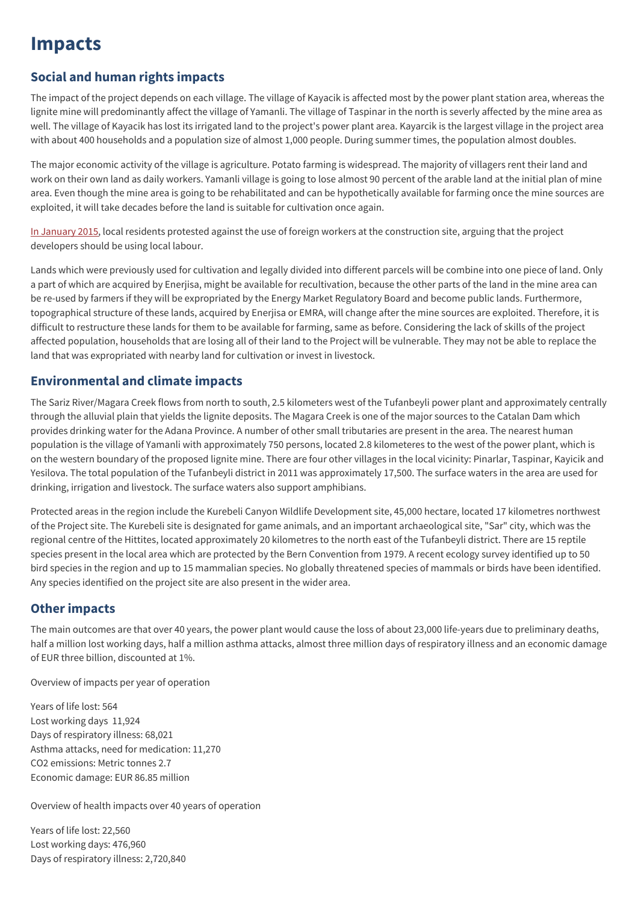# Impacts

## Social and human rights impacts

The impact of the project depends on each village. The village of Kayacik is affected most by the power plant station area, whereas the lignite mine will predominantly affect the village of Yamanli. The village of Taspinar in the north is severely affected by the mine area as well. The village of Kayacik has lost its irrigated land to the project's power plant area. Kayarcik is the largest village in the project area with about 400 households and a population size of almost 1,000 people. During summer times, the population almost doubles.

The major economic activity of the village is agriculture. Potato farming is widespread. The majority of villagers rent their land and work on their own land as daily workers. Yamanli village is going to lose almost 90 percent of the arable land at the initial plan of mine area. Even though the mine area is going to be rehabilitated and can be hypothetically available for farming once the mine sources are exploited, it will take decades before the land is suitable for cultivation once again.

In January 2015, local residents protested against the use of foreign workers at the construction site, arguing that the project developers should be using local labour.

Lands which were previously used for cultivation and legally divided into different parcels will be combine into one piece of land. Only a part of which are acquired by Enerjisa, might be available for recultivation, because the other parts of the land in the mine area can be re-used by farmers if they will be expropriated by the Energy Market Regulatory Board and become public lands. Furthermore, topographical structure of these lands, acquired by Enerjisa or EMRA, will change after the mine sources are exploited. Therefore, it is difficult to restructure these lands for them to be available for farming, same as before. Considering the lack of skills of the project affected population, households that are losing all of their land to the Project will be vulnerable. They may not be able to replace the land that was expropriated with nearby land for cultivation or invest in livestock.

## Environmental and climate impacts

The Sariz River/Magara Creek flows from north to south, 2.5 kilometers west of the Tufanbeyli power plant and approximately centrally through the alluvial plain that yields the lignite deposits. The Magara Creek is one of the major sources to the Catalan Dam which provides drinking water for the Adana Province. A number of other small tributaries are present in the area. The nearest human population is the village of Yamanli with approximately 750 persons, located 2.8 kilometeres to the west of the power plant, which is on the western boundary of the proposed lignite mine. There are four other villages in the local vicinity: Pinarlar, Taspinar, Kayicik and Yesilova. The total population of the Tufanbeyli district in 2011 was approximately 17,500. The surface waters in the area are used for drinking, irrigation and livestock. The surface waters also support amphibians.

Protected areas in the region include the Kurebeli Canyon Wildlife Development site, 45,000 hectare, located 17 kilometres northwest of the Project site. The Kurebeli site is designated for game animals, and an important archaeological site, "Sar" city, which was the regional centre of the Hittites, located approximately 20 kilometres to the north east of the Tufanbeyli district. There are 15 reptile species present in the local area which are protected by the Bern Convention from 1979. A recent ecology survey identified up to 50 bird species in the region and up to 15 mammalian species. No globally threatened species of mammals or birds have been identified. Any species identified on the project site are also present in the wider area.

## Other impacts

The main outcomes are that over 40 years, the power plant would cause the loss of about 23,000 life-years due to preliminary deaths, half a million lost working days, half a million asthma attacks, almost three million days of respiratory illness and an economic damage of EUR three billion, discounted at 1%.

Overview of impacts per year of operation

Years of life lost: 564
Lost working days 11,924
Days of respiratory illness: 68,021
Asthma attacks, need for medication: 11,270
$CO_2$ emissions: Metric tonnes 2.7
Economic damage: EUR 86.85 million

Overview of health impacts over 40 years of operation

Years of life lost: 22,560
Lost working days: 476,960
Days of respiratory illness: 2,720,840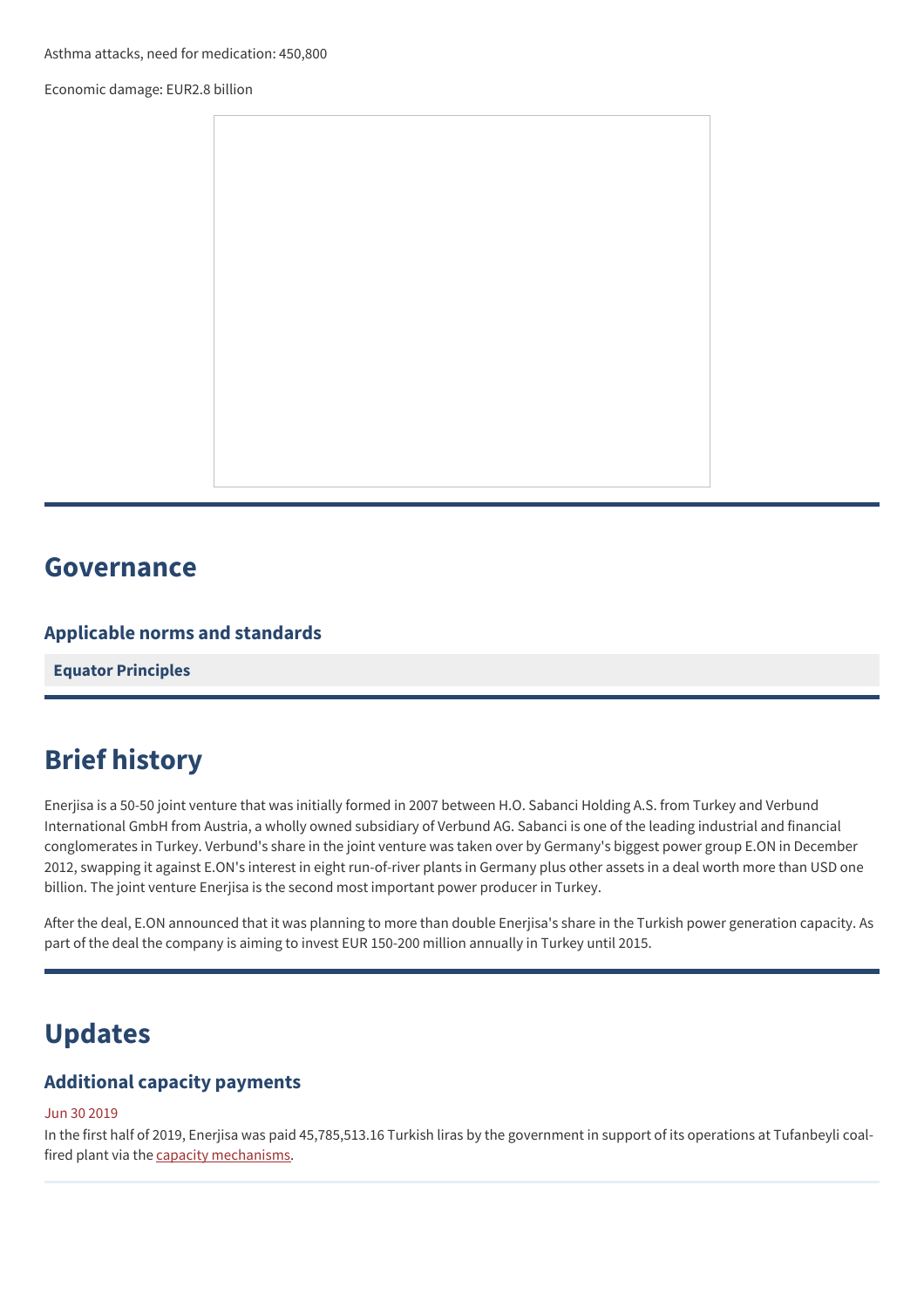Asthma attacks, need for medication: 450,800

Economic damage: EUR2.8 billion

# Governance

### Applicable norms and standards

**Equator Principles**

# Brief history

Enerjisa is a 50-50 joint venture that was initially formed in 2007 between H.O. Sabanci Holding A.S. from Turkey and Verbund International GmbH from Austria, a wholly owned subsidiary of Verbund AG. Sabanci is one of the leading industrial and financial conglomerates in Turkey. Verbund's share in the joint venture was taken over by Germany's biggest power group E.ON in December 2012, swapping it against E.ON's interest in eight run-of-river plants in Germany plus other assets in a deal worth more than USD one billion. The joint venture Enerjisa is the second most important power producer in Turkey.

After the deal, E.ON announced that it was planning to more than double Enerjisa's share in the Turkish power generation capacity. As part of the deal the company is aiming to invest EUR 150-200 million annually in Turkey until 2015.

# Updates

### Additional capacity payments

Jun 30 2019

In the first half of 2019, Enerjisa was paid 45,785,513.16 Turkish liras by the government in support of its operations at Tufanbeyli coal-fired plant via the capacity mechanisms.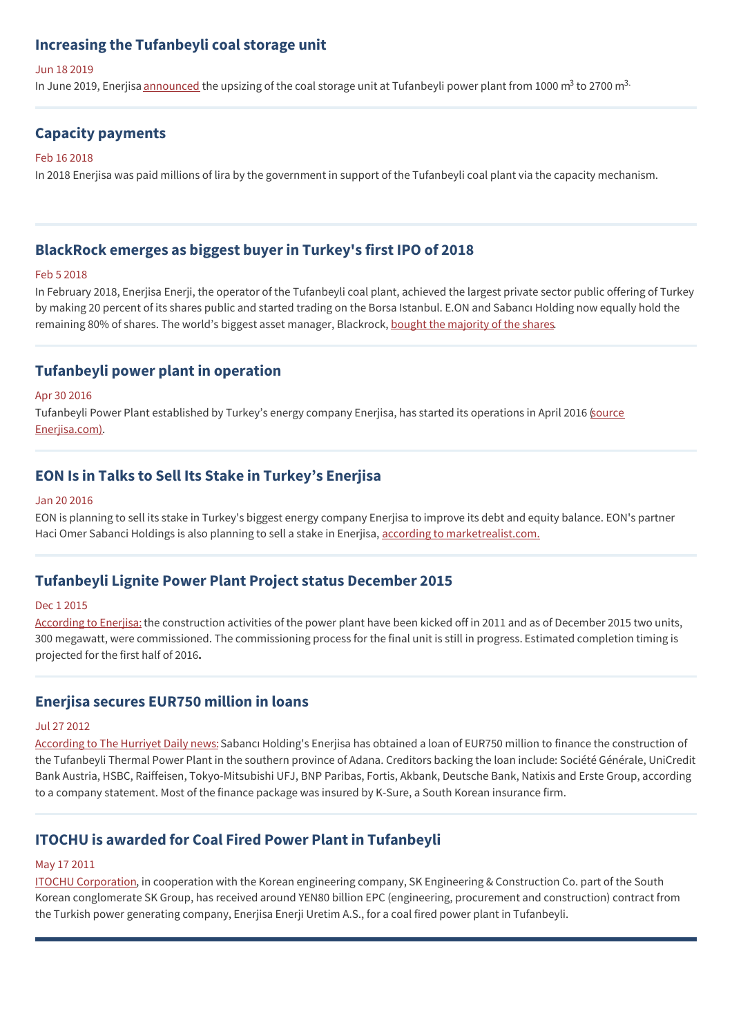### Increasing the Tufanbeyli coal storage unit

Jun 18 2019

In June 2019, Enerjisa announced the upsizing of the coal storage unit at Tufanbeyli power plant from 1000 $m^3$ to 2700 $m^3$.

### Capacity payments

Feb 16 2018

In 2018 Enerjisa was paid millions of lira by the government in support of the Tufanbeyli coal plant via the capacity mechanism.

### BlackRock emerges as biggest buyer in Turkey's first IPO of 2018

Feb 5 2018

In February 2018, Enerjisa Enerji, the operator of the Tufanbeyli coal plant, achieved the largest private sector public offering of Turkey by making 20 percent of its shares public and started trading on the Borsa Istanbul. E.ON and Sabancı Holding now equally hold the remaining 80% of shares. The world's biggest asset manager, Blackrock, bought the majority of the shares.

### Tufanbeyli power plant in operation

Apr 30 2016

Tufanbeyli Power Plant established by Turkey's energy company Enerjisa, has started its operations in April 2016 (source Enerjisa.com).

### EON Is in Talks to Sell Its Stake in Turkey's Enerjisa

Jan 20 2016

EON is planning to sell its stake in Turkey's biggest energy company Enerjisa to improve its debt and equity balance. EON's partner Haci Omer Sabanci Holdings is also planning to sell a stake in Enerjisa, according to marketrealist.com.

### Tufanbeyli Lignite Power Plant Project status December 2015

Dec 1 2015

According to Enerjisa: the construction activities of the power plant have been kicked off in 2011 and as of December 2015 two units, 300 megawatt, were commissioned. The commissioning process for the final unit is still in progress. Estimated completion timing is projected for the first half of 2016.

### Enerjisa secures EUR750 million in loans

Jul 27 2012

According to The Hurriyet Daily news: Sabancı Holding's Enerjisa has obtained a loan of EUR750 million to finance the construction of the Tufanbeyli Thermal Power Plant in the southern province of Adana. Creditors backing the loan include: Société Générale, UniCredit Bank Austria, HSBC, Raiffeisen, Tokyo-Mitsubishi UFJ, BNP Paribas, Fortis, Akbank, Deutsche Bank, Natixis and Erste Group, according to a company statement. Most of the finance package was insured by K-Sure, a South Korean insurance firm.

### ITOCHU is awarded for Coal Fired Power Plant in Tufanbeyli

May 17 2011

ITOCHU Corporation, in cooperation with the Korean engineering company, SK Engineering & Construction Co. part of the South Korean conglomerate SK Group, has received around YEN80 billion EPC (engineering, procurement and construction) contract from the Turkish power generating company, Enerjisa Enerji Uretim A.S., for a coal fired power plant in Tufanbeyli.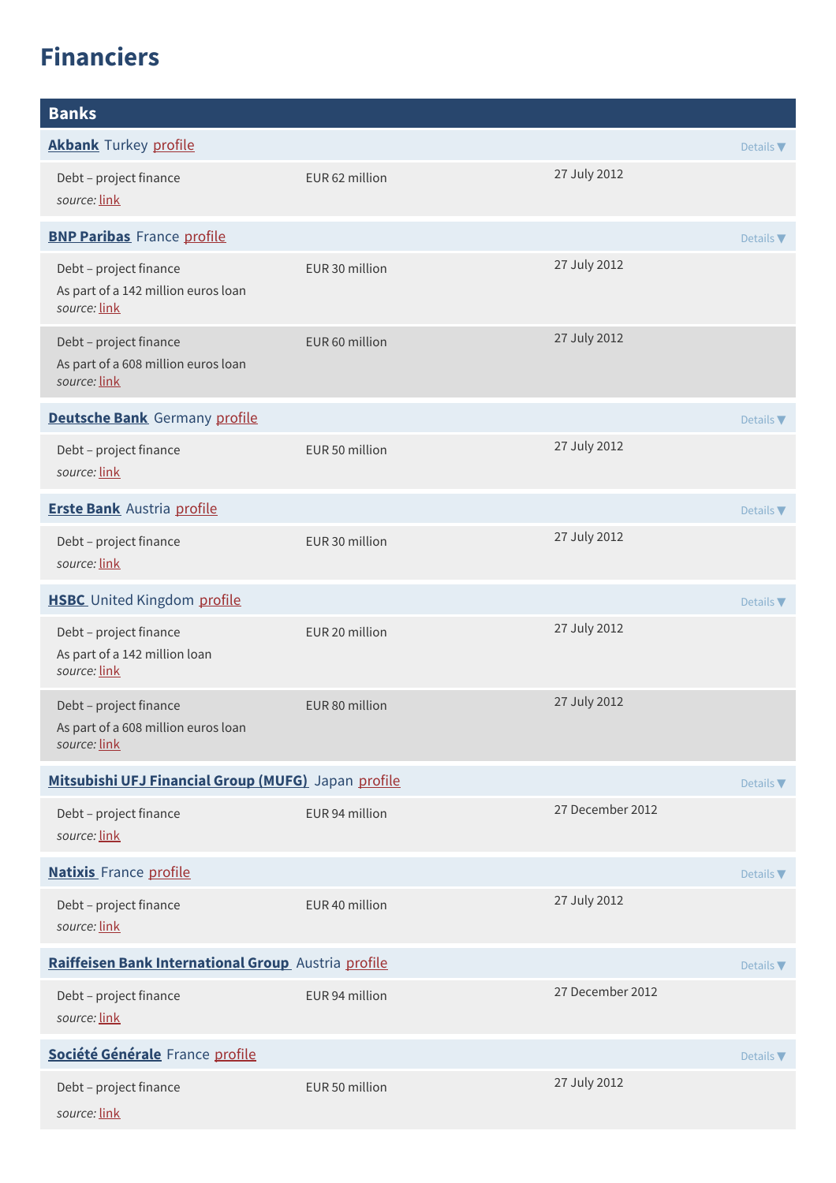# Financiers

## Banks

**Akbank** Turkey profile Details ▼

| | | |
|---|---|---|
| Debt – project finance<br>*source:* link | EUR 62 million | 27 July 2012 |

**BNP Paribas** France profile Details ▼

| | | |
|---|---|---|
| Debt – project finance<br>As part of a 142 million euros loan<br>*source:* link | EUR 30 million | 27 July 2012 |
| Debt – project finance<br>As part of a 608 million euros loan<br>*source:* link | EUR 60 million | 27 July 2012 |

**Deutsche Bank** Germany profile Details ▼

| | | |
|---|---|---|
| Debt – project finance<br>*source:* link | EUR 50 million | 27 July 2012 |

**Erste Bank** Austria profile Details ▼

| | | |
|---|---|---|
| Debt – project finance<br>*source:* link | EUR 30 million | 27 July 2012 |

**HSBC** United Kingdom profile Details ▼

| | | |
|---|---|---|
| Debt – project finance<br>As part of a 142 million loan<br>*source:* link | EUR 20 million | 27 July 2012 |
| Debt – project finance<br>As part of a 608 million euros loan<br>*source:* link | EUR 80 million | 27 July 2012 |

**Mitsubishi UFJ Financial Group (MUFG)** Japan profile Details ▼

| | | |
|---|---|---|
| Debt – project finance<br>*source:* link | EUR 94 million | 27 December 2012 |

**Natixis** France profile Details ▼

| | | |
|---|---|---|
| Debt – project finance<br>*source:* link | EUR 40 million | 27 July 2012 |

**Raiffeisen Bank International Group** Austria profile Details ▼

| | | |
|---|---|---|
| Debt – project finance<br>*source:* link | EUR 94 million | 27 December 2012 |

**Société Générale** France profile Details ▼

| | | |
|---|---|---|
| Debt – project finance<br>*source:* link | EUR 50 million | 27 July 2012 |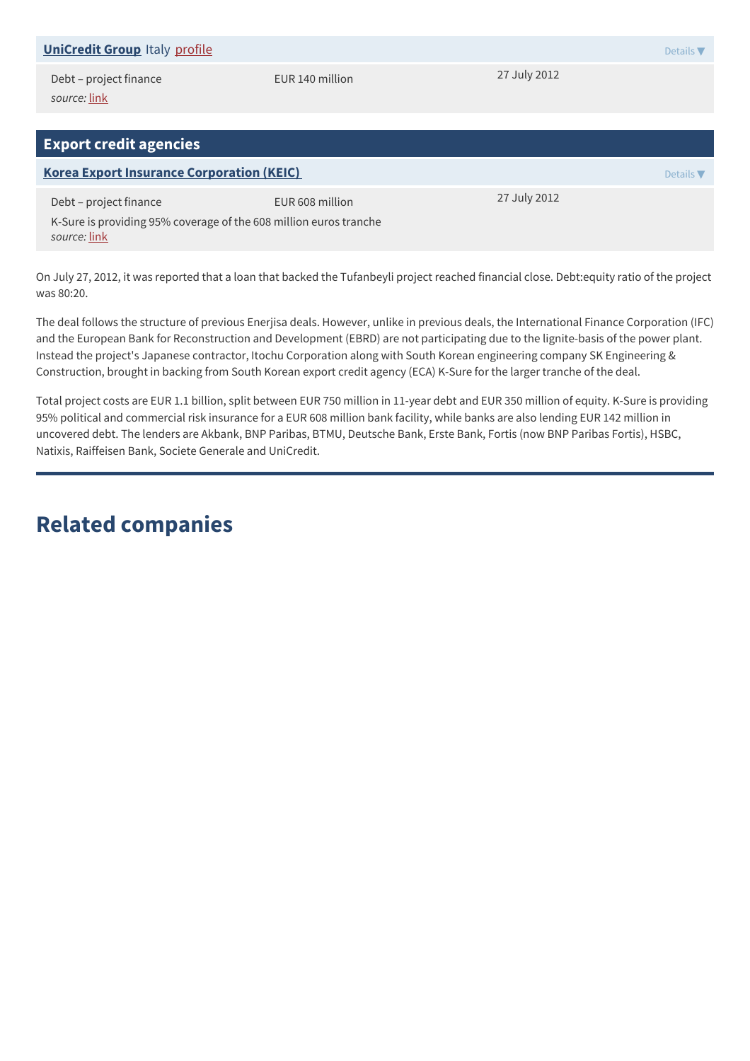**UniCredit Group** Italy profile

Details ▼

Debt – project finance | EUR 140 million | 27 July 2012

*source:* link

## Export credit agencies

**Korea Export Insurance Corporation (KEIC)**

Details ▼

Debt – project finance | EUR 608 million | 27 July 2012

K-Sure is providing 95% coverage of the 608 million euros tranche

*source:* link

On July 27, 2012, it was reported that a loan that backed the Tufanbeyli project reached financial close. Debt:equity ratio of the project was 80:20.

The deal follows the structure of previous Enerjisa deals. However, unlike in previous deals, the International Finance Corporation (IFC) and the European Bank for Reconstruction and Development (EBRD) are not participating due to the lignite-basis of the power plant. Instead the project's Japanese contractor, Itochu Corporation along with South Korean engineering company SK Engineering & Construction, brought in backing from South Korean export credit agency (ECA) K-Sure for the larger tranche of the deal.

Total project costs are EUR 1.1 billion, split between EUR 750 million in 11-year debt and EUR 350 million of equity. K-Sure is providing 95% political and commercial risk insurance for a EUR 608 million bank facility, while banks are also lending EUR 142 million in uncovered debt. The lenders are Akbank, BNP Paribas, BTMU, Deutsche Bank, Erste Bank, Fortis (now BNP Paribas Fortis), HSBC, Natixis, Raiffeisen Bank, Societe Generale and UniCredit.

# Related companies